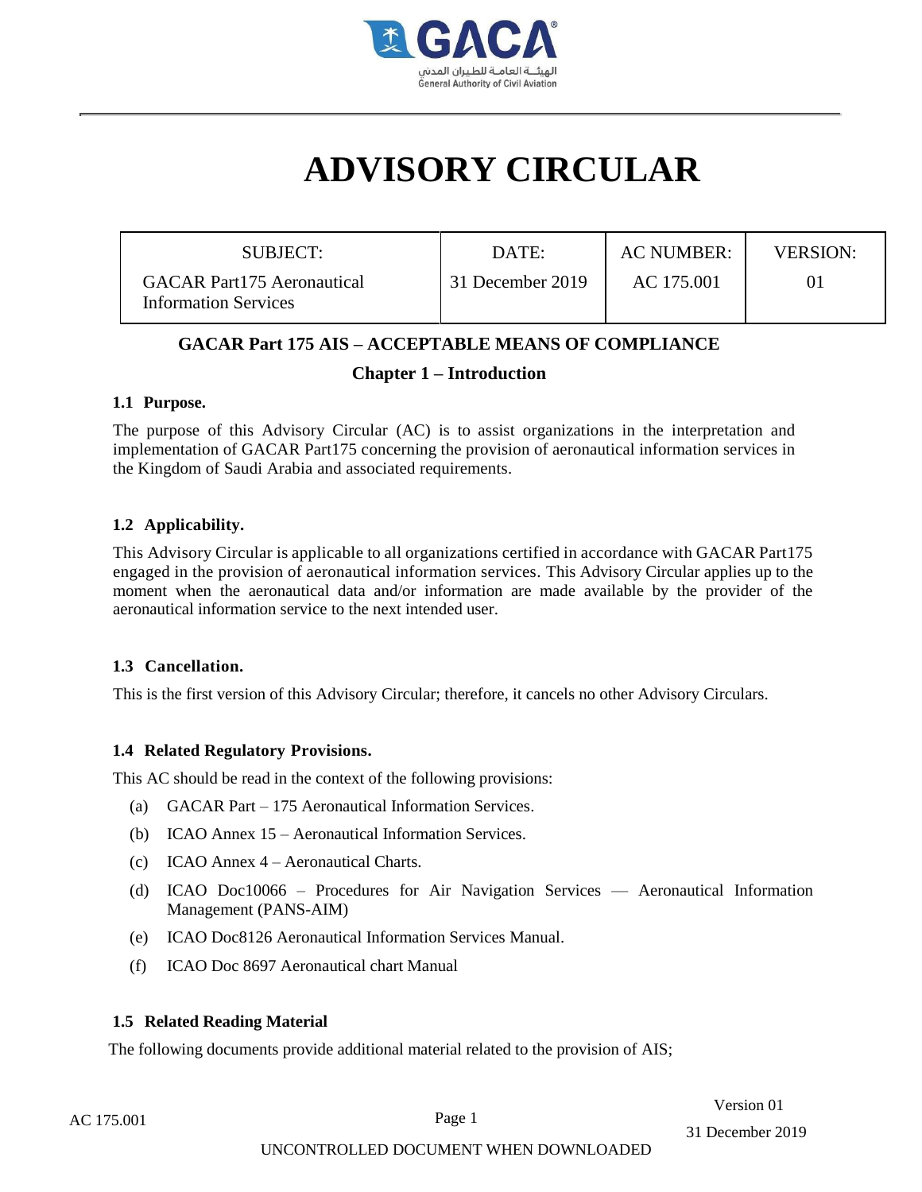# ADVISORY CIRCULAR

| SUBJECT: GACAR Part175 Aeronautical Information Services | DATE: 31 December 2019 | AC NUMBER: AC 175.001 | VERSION: 01 |
|---|---|---|---|

## GACAR Part 175 AIS – ACCEPTABLE MEANS OF COMPLIANCE

## Chapter 1 – Introduction

### 1.1 Purpose.

The purpose of this Advisory Circular (AC) is to assist organizations in the interpretation and implementation of GACAR Part175 concerning the provision of aeronautical information services in the Kingdom of Saudi Arabia and associated requirements.

### 1.2 Applicability.

This Advisory Circular is applicable to all organizations certified in accordance with GACAR Part175 engaged in the provision of aeronautical information services. This Advisory Circular applies up to the moment when the aeronautical data and/or information are made available by the provider of the aeronautical information service to the next intended user.

### 1.3 Cancellation.

This is the first version of this Advisory Circular; therefore, it cancels no other Advisory Circulars.

### 1.4 Related Regulatory Provisions.

This AC should be read in the context of the following provisions:

- (a) GACAR Part – 175 Aeronautical Information Services.
- (b) ICAO Annex 15 – Aeronautical Information Services.
- (c) ICAO Annex 4 – Aeronautical Charts.
- (d) ICAO Doc10066 – Procedures for Air Navigation Services — Aeronautical Information Management (PANS-AIM)
- (e) ICAO Doc8126 Aeronautical Information Services Manual.
- (f) ICAO Doc 8697 Aeronautical chart Manual

### 1.5 Related Reading Material

The following documents provide additional material related to the provision of AIS;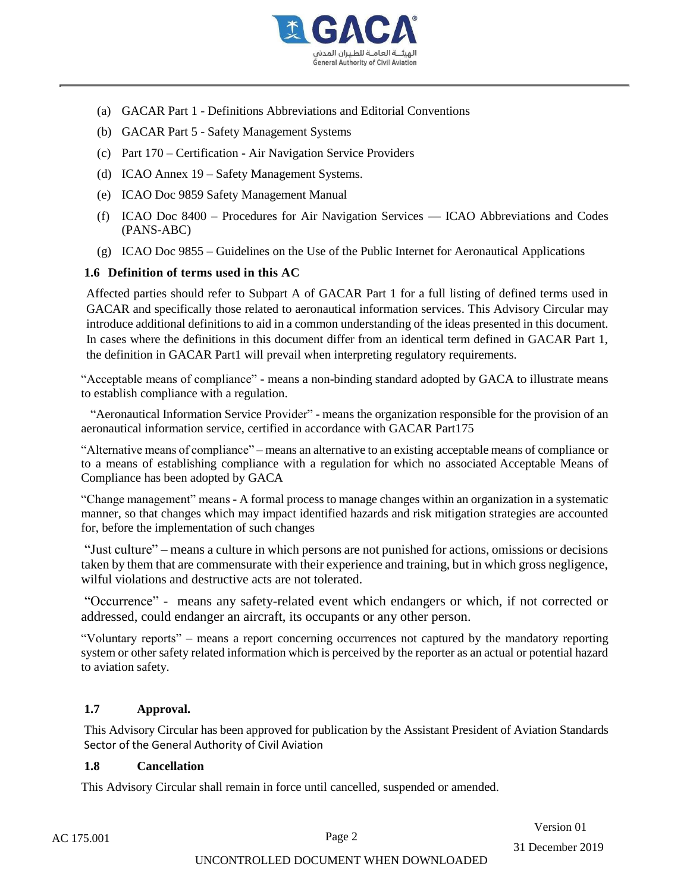(a) GACAR Part 1 - Definitions Abbreviations and Editorial Conventions

(b) GACAR Part 5 - Safety Management Systems

(c) Part 170 – Certification - Air Navigation Service Providers

(d) ICAO Annex 19 – Safety Management Systems.

(e) ICAO Doc 9859 Safety Management Manual

(f) ICAO Doc 8400 – Procedures for Air Navigation Services — ICAO Abbreviations and Codes (PANS-ABC)

(g) ICAO Doc 9855 – Guidelines on the Use of the Public Internet for Aeronautical Applications

### 1.6 Definition of terms used in this AC

Affected parties should refer to Subpart A of GACAR Part 1 for a full listing of defined terms used in GACAR and specifically those related to aeronautical information services. This Advisory Circular may introduce additional definitions to aid in a common understanding of the ideas presented in this document. In cases where the definitions in this document differ from an identical term defined in GACAR Part 1, the definition in GACAR Part1 will prevail when interpreting regulatory requirements.

"Acceptable means of compliance" - means a non-binding standard adopted by GACA to illustrate means to establish compliance with a regulation.

"Aeronautical Information Service Provider" - means the organization responsible for the provision of an aeronautical information service, certified in accordance with GACAR Part175

"Alternative means of compliance" – means an alternative to an existing acceptable means of compliance or to a means of establishing compliance with a regulation for which no associated Acceptable Means of Compliance has been adopted by GACA

"Change management" means - A formal process to manage changes within an organization in a systematic manner, so that changes which may impact identified hazards and risk mitigation strategies are accounted for, before the implementation of such changes

"Just culture" – means a culture in which persons are not punished for actions, omissions or decisions taken by them that are commensurate with their experience and training, but in which gross negligence, wilful violations and destructive acts are not tolerated.

"Occurrence" - means any safety-related event which endangers or which, if not corrected or addressed, could endanger an aircraft, its occupants or any other person.

"Voluntary reports" – means a report concerning occurrences not captured by the mandatory reporting system or other safety related information which is perceived by the reporter as an actual or potential hazard to aviation safety.

### 1.7 Approval.

This Advisory Circular has been approved for publication by the Assistant President of Aviation Standards Sector of the General Authority of Civil Aviation

### 1.8 Cancellation

This Advisory Circular shall remain in force until cancelled, suspended or amended.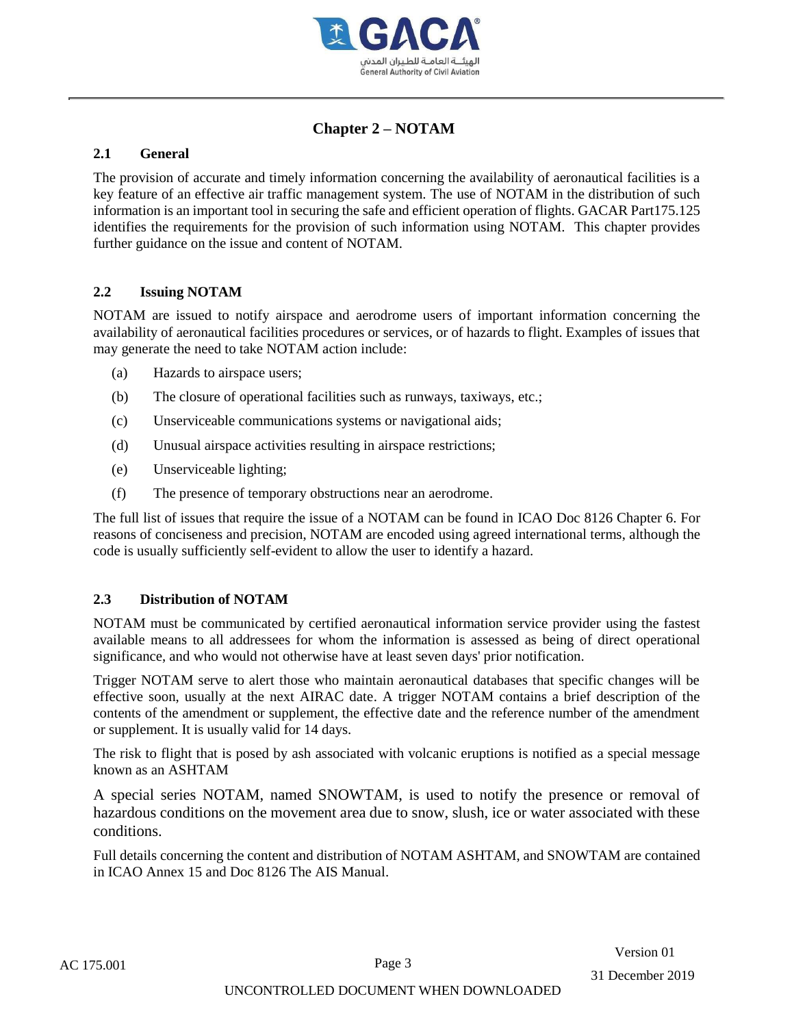# Chapter 2 – NOTAM

## 2.1 General

The provision of accurate and timely information concerning the availability of aeronautical facilities is a key feature of an effective air traffic management system. The use of NOTAM in the distribution of such information is an important tool in securing the safe and efficient operation of flights. GACAR Part175.125 identifies the requirements for the provision of such information using NOTAM. This chapter provides further guidance on the issue and content of NOTAM.

## 2.2 Issuing NOTAM

NOTAM are issued to notify airspace and aerodrome users of important information concerning the availability of aeronautical facilities procedures or services, or of hazards to flight. Examples of issues that may generate the need to take NOTAM action include:

(a) Hazards to airspace users;

(b) The closure of operational facilities such as runways, taxiways, etc.;

(c) Unserviceable communications systems or navigational aids;

(d) Unusual airspace activities resulting in airspace restrictions;

(e) Unserviceable lighting;

(f) The presence of temporary obstructions near an aerodrome.

The full list of issues that require the issue of a NOTAM can be found in ICAO Doc 8126 Chapter 6. For reasons of conciseness and precision, NOTAM are encoded using agreed international terms, although the code is usually sufficiently self-evident to allow the user to identify a hazard.

## 2.3 Distribution of NOTAM

NOTAM must be communicated by certified aeronautical information service provider using the fastest available means to all addressees for whom the information is assessed as being of direct operational significance, and who would not otherwise have at least seven days' prior notification.

Trigger NOTAM serve to alert those who maintain aeronautical databases that specific changes will be effective soon, usually at the next AIRAC date. A trigger NOTAM contains a brief description of the contents of the amendment or supplement, the effective date and the reference number of the amendment or supplement. It is usually valid for 14 days.

The risk to flight that is posed by ash associated with volcanic eruptions is notified as a special message known as an ASHTAM

A special series NOTAM, named SNOWTAM, is used to notify the presence or removal of hazardous conditions on the movement area due to snow, slush, ice or water associated with these conditions.

Full details concerning the content and distribution of NOTAM ASHTAM, and SNOWTAM are contained in ICAO Annex 15 and Doc 8126 The AIS Manual.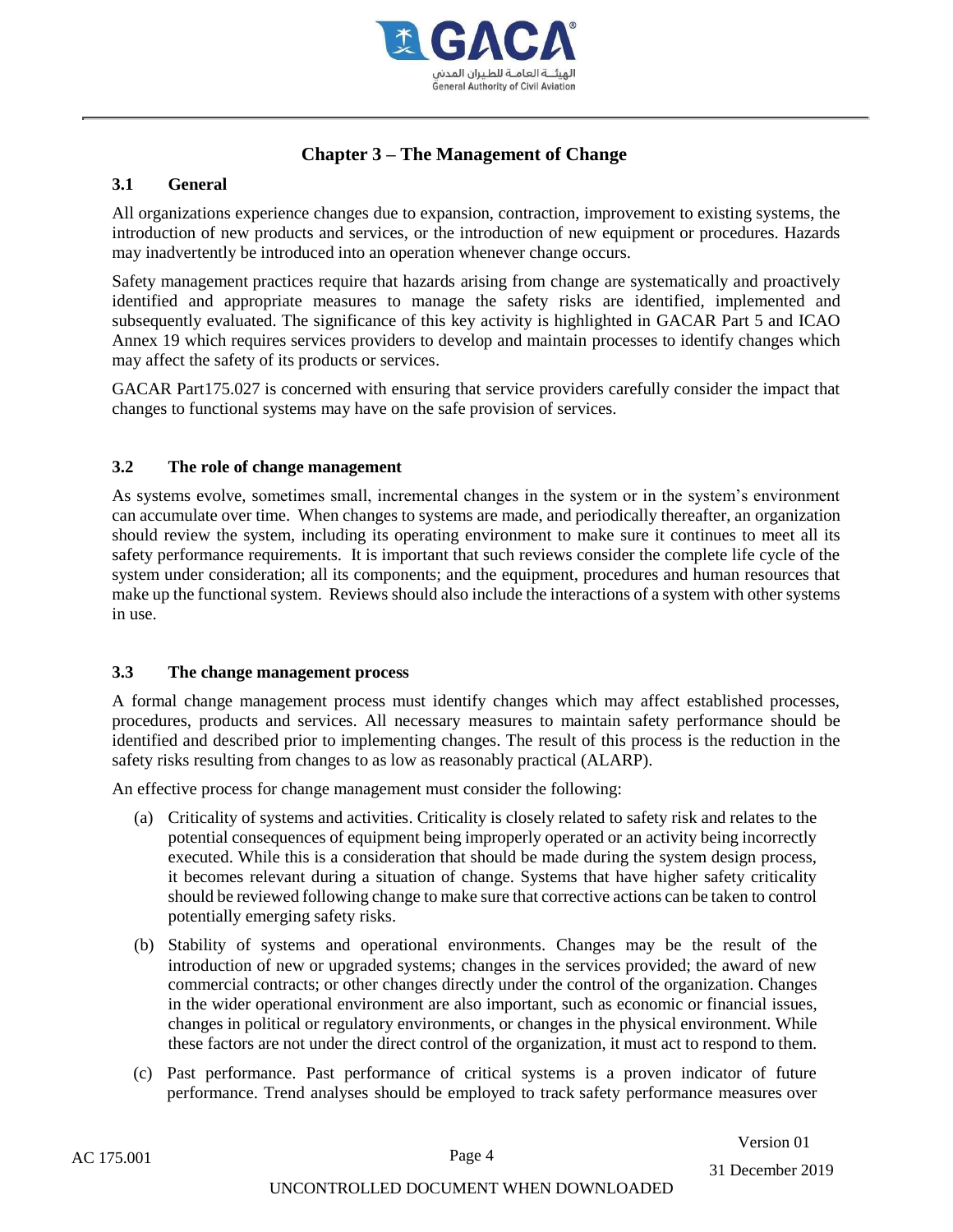# Chapter 3 – The Management of Change

## 3.1 General

All organizations experience changes due to expansion, contraction, improvement to existing systems, the introduction of new products and services, or the introduction of new equipment or procedures. Hazards may inadvertently be introduced into an operation whenever change occurs.

Safety management practices require that hazards arising from change are systematically and proactively identified and appropriate measures to manage the safety risks are identified, implemented and subsequently evaluated. The significance of this key activity is highlighted in GACAR Part 5 and ICAO Annex 19 which requires services providers to develop and maintain processes to identify changes which may affect the safety of its products or services.

GACAR Part175.027 is concerned with ensuring that service providers carefully consider the impact that changes to functional systems may have on the safe provision of services.

## 3.2 The role of change management

As systems evolve, sometimes small, incremental changes in the system or in the system's environment can accumulate over time. When changes to systems are made, and periodically thereafter, an organization should review the system, including its operating environment to make sure it continues to meet all its safety performance requirements. It is important that such reviews consider the complete life cycle of the system under consideration; all its components; and the equipment, procedures and human resources that make up the functional system. Reviews should also include the interactions of a system with other systems in use.

## 3.3 The change management process

A formal change management process must identify changes which may affect established processes, procedures, products and services. All necessary measures to maintain safety performance should be identified and described prior to implementing changes. The result of this process is the reduction in the safety risks resulting from changes to as low as reasonably practical (ALARP).

An effective process for change management must consider the following:

(a) Criticality of systems and activities. Criticality is closely related to safety risk and relates to the potential consequences of equipment being improperly operated or an activity being incorrectly executed. While this is a consideration that should be made during the system design process, it becomes relevant during a situation of change. Systems that have higher safety criticality should be reviewed following change to make sure that corrective actions can be taken to control potentially emerging safety risks.

(b) Stability of systems and operational environments. Changes may be the result of the introduction of new or upgraded systems; changes in the services provided; the award of new commercial contracts; or other changes directly under the control of the organization. Changes in the wider operational environment are also important, such as economic or financial issues, changes in political or regulatory environments, or changes in the physical environment. While these factors are not under the direct control of the organization, it must act to respond to them.

(c) Past performance. Past performance of critical systems is a proven indicator of future performance. Trend analyses should be employed to track safety performance measures over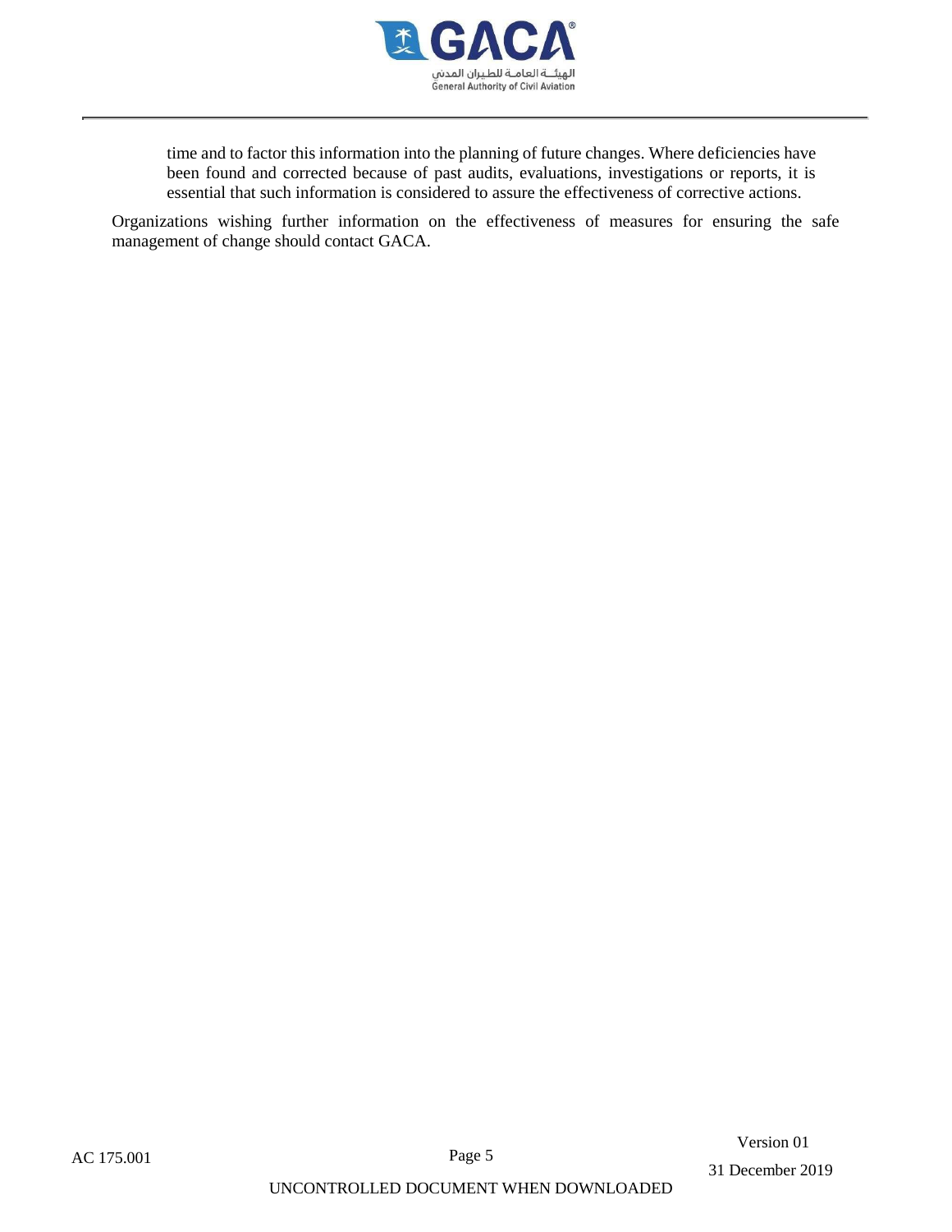time and to factor this information into the planning of future changes. Where deficiencies have been found and corrected because of past audits, evaluations, investigations or reports, it is essential that such information is considered to assure the effectiveness of corrective actions.

Organizations wishing further information on the effectiveness of measures for ensuring the safe management of change should contact GACA.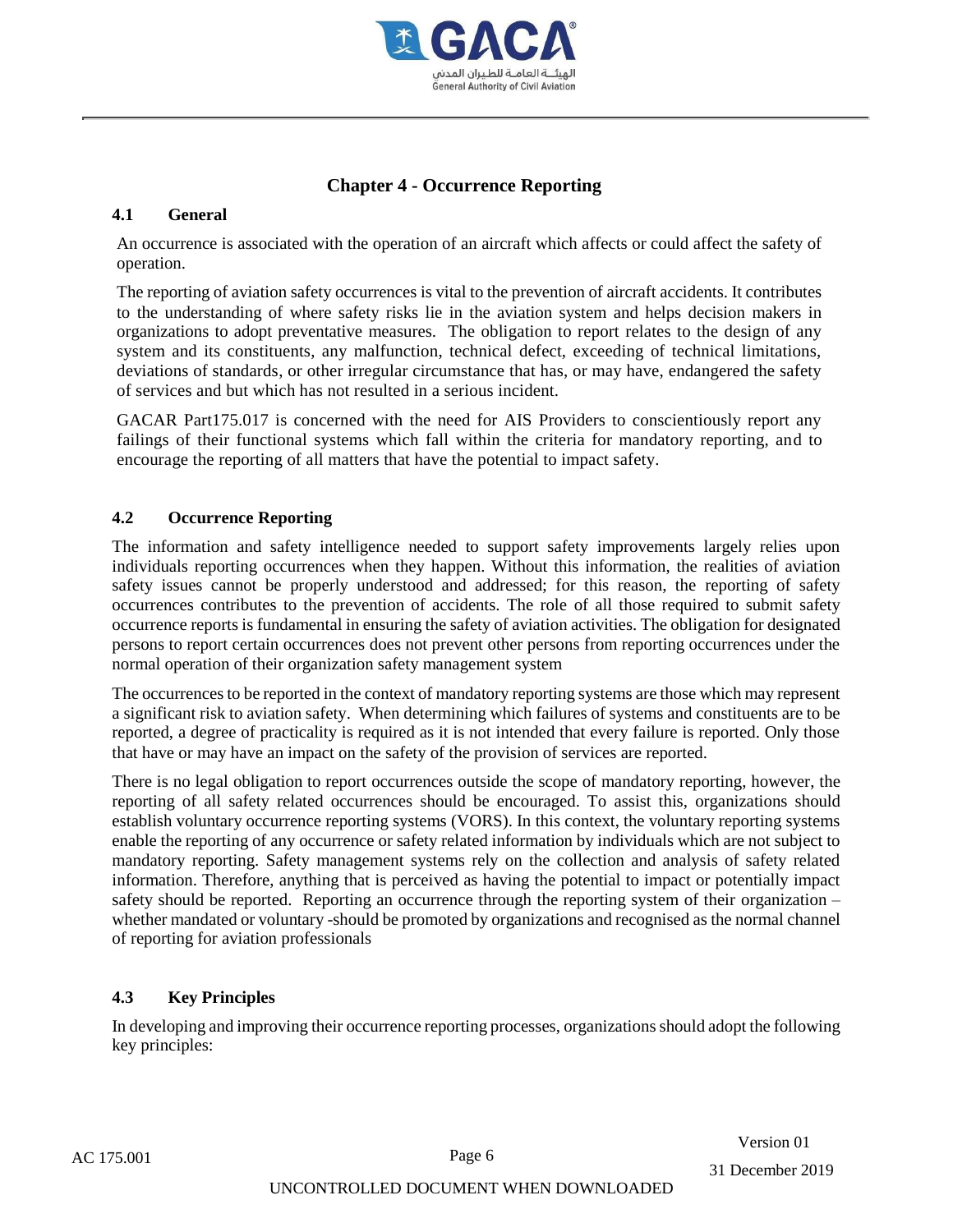# Chapter 4 - Occurrence Reporting

## 4.1 General

An occurrence is associated with the operation of an aircraft which affects or could affect the safety of operation.

The reporting of aviation safety occurrences is vital to the prevention of aircraft accidents. It contributes to the understanding of where safety risks lie in the aviation system and helps decision makers in organizations to adopt preventative measures. The obligation to report relates to the design of any system and its constituents, any malfunction, technical defect, exceeding of technical limitations, deviations of standards, or other irregular circumstance that has, or may have, endangered the safety of services and but which has not resulted in a serious incident.

GACAR Part175.017 is concerned with the need for AIS Providers to conscientiously report any failings of their functional systems which fall within the criteria for mandatory reporting, and to encourage the reporting of all matters that have the potential to impact safety.

## 4.2 Occurrence Reporting

The information and safety intelligence needed to support safety improvements largely relies upon individuals reporting occurrences when they happen. Without this information, the realities of aviation safety issues cannot be properly understood and addressed; for this reason, the reporting of safety occurrences contributes to the prevention of accidents. The role of all those required to submit safety occurrence reports is fundamental in ensuring the safety of aviation activities. The obligation for designated persons to report certain occurrences does not prevent other persons from reporting occurrences under the normal operation of their organization safety management system

The occurrences to be reported in the context of mandatory reporting systems are those which may represent a significant risk to aviation safety. When determining which failures of systems and constituents are to be reported, a degree of practicality is required as it is not intended that every failure is reported. Only those that have or may have an impact on the safety of the provision of services are reported.

There is no legal obligation to report occurrences outside the scope of mandatory reporting, however, the reporting of all safety related occurrences should be encouraged. To assist this, organizations should establish voluntary occurrence reporting systems (VORS). In this context, the voluntary reporting systems enable the reporting of any occurrence or safety related information by individuals which are not subject to mandatory reporting. Safety management systems rely on the collection and analysis of safety related information. Therefore, anything that is perceived as having the potential to impact or potentially impact safety should be reported. Reporting an occurrence through the reporting system of their organization – whether mandated or voluntary -should be promoted by organizations and recognised as the normal channel of reporting for aviation professionals

## 4.3 Key Principles

In developing and improving their occurrence reporting processes, organizations should adopt the following key principles: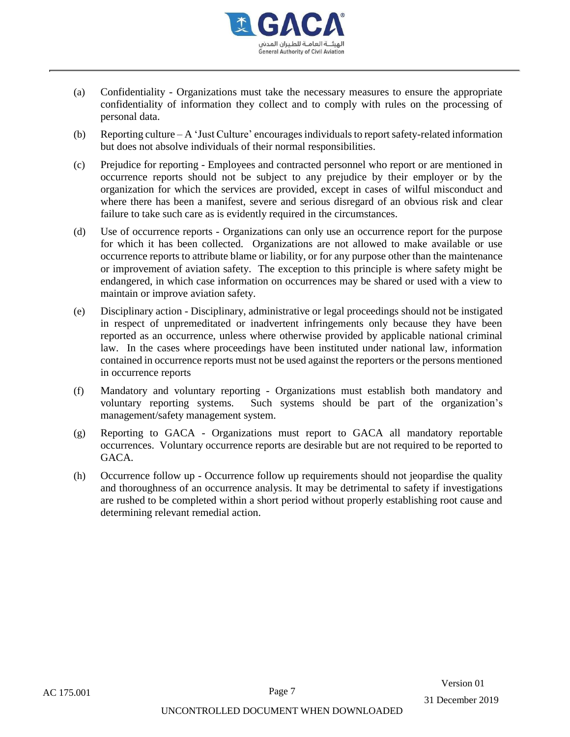(a) Confidentiality - Organizations must take the necessary measures to ensure the appropriate confidentiality of information they collect and to comply with rules on the processing of personal data.

(b) Reporting culture – A 'Just Culture' encourages individuals to report safety-related information but does not absolve individuals of their normal responsibilities.

(c) Prejudice for reporting - Employees and contracted personnel who report or are mentioned in occurrence reports should not be subject to any prejudice by their employer or by the organization for which the services are provided, except in cases of wilful misconduct and where there has been a manifest, severe and serious disregard of an obvious risk and clear failure to take such care as is evidently required in the circumstances.

(d) Use of occurrence reports - Organizations can only use an occurrence report for the purpose for which it has been collected. Organizations are not allowed to make available or use occurrence reports to attribute blame or liability, or for any purpose other than the maintenance or improvement of aviation safety. The exception to this principle is where safety might be endangered, in which case information on occurrences may be shared or used with a view to maintain or improve aviation safety.

(e) Disciplinary action - Disciplinary, administrative or legal proceedings should not be instigated in respect of unpremeditated or inadvertent infringements only because they have been reported as an occurrence, unless where otherwise provided by applicable national criminal law. In the cases where proceedings have been instituted under national law, information contained in occurrence reports must not be used against the reporters or the persons mentioned in occurrence reports

(f) Mandatory and voluntary reporting - Organizations must establish both mandatory and voluntary reporting systems. Such systems should be part of the organization's management/safety management system.

(g) Reporting to GACA - Organizations must report to GACA all mandatory reportable occurrences. Voluntary occurrence reports are desirable but are not required to be reported to GACA.

(h) Occurrence follow up - Occurrence follow up requirements should not jeopardise the quality and thoroughness of an occurrence analysis. It may be detrimental to safety if investigations are rushed to be completed within a short period without properly establishing root cause and determining relevant remedial action.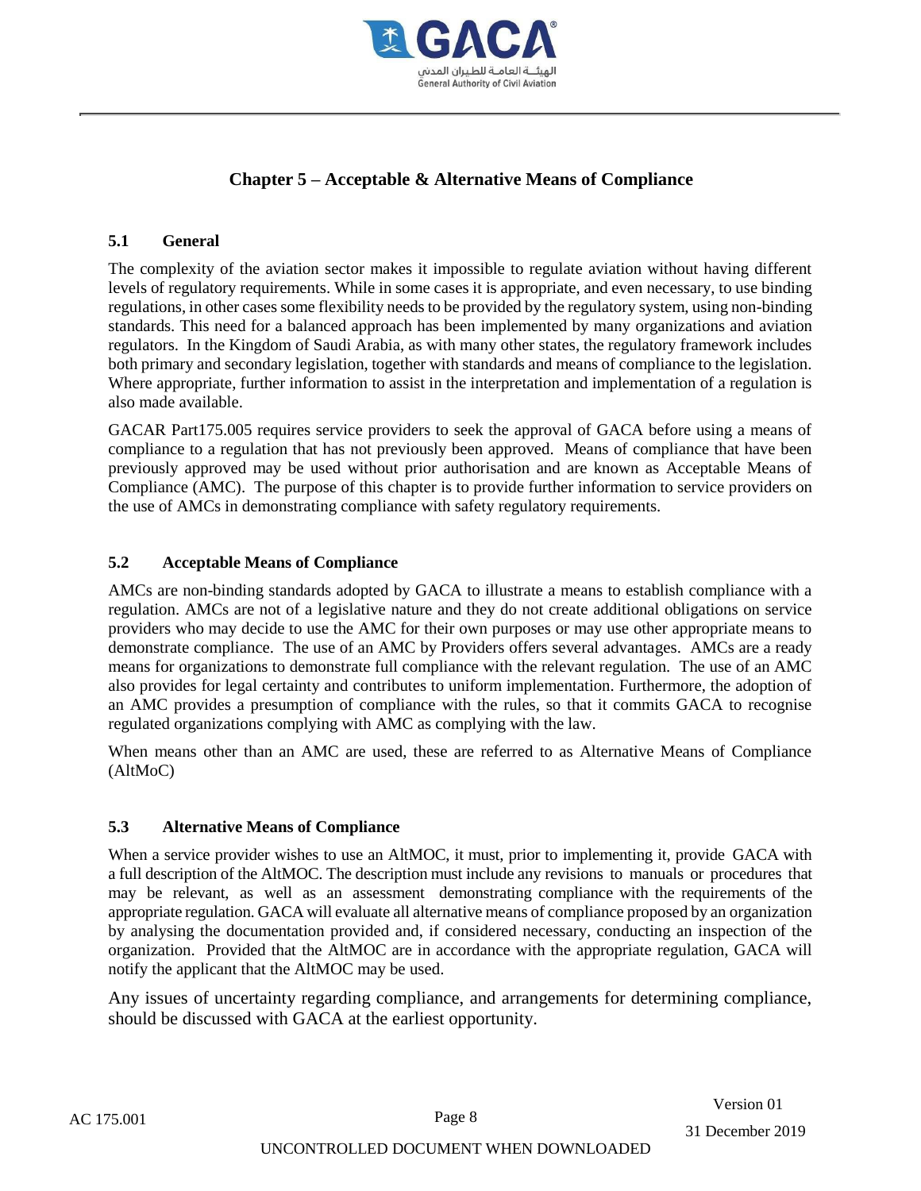## Chapter 5 – Acceptable & Alternative Means of Compliance

### 5.1 General

The complexity of the aviation sector makes it impossible to regulate aviation without having different levels of regulatory requirements. While in some cases it is appropriate, and even necessary, to use binding regulations, in other cases some flexibility needs to be provided by the regulatory system, using non-binding standards. This need for a balanced approach has been implemented by many organizations and aviation regulators. In the Kingdom of Saudi Arabia, as with many other states, the regulatory framework includes both primary and secondary legislation, together with standards and means of compliance to the legislation. Where appropriate, further information to assist in the interpretation and implementation of a regulation is also made available.

GACAR Part175.005 requires service providers to seek the approval of GACA before using a means of compliance to a regulation that has not previously been approved. Means of compliance that have been previously approved may be used without prior authorisation and are known as Acceptable Means of Compliance (AMC). The purpose of this chapter is to provide further information to service providers on the use of AMCs in demonstrating compliance with safety regulatory requirements.

### 5.2 Acceptable Means of Compliance

AMCs are non-binding standards adopted by GACA to illustrate a means to establish compliance with a regulation. AMCs are not of a legislative nature and they do not create additional obligations on service providers who may decide to use the AMC for their own purposes or may use other appropriate means to demonstrate compliance. The use of an AMC by Providers offers several advantages. AMCs are a ready means for organizations to demonstrate full compliance with the relevant regulation. The use of an AMC also provides for legal certainty and contributes to uniform implementation. Furthermore, the adoption of an AMC provides a presumption of compliance with the rules, so that it commits GACA to recognise regulated organizations complying with AMC as complying with the law.

When means other than an AMC are used, these are referred to as Alternative Means of Compliance (AltMoC)

### 5.3 Alternative Means of Compliance

When a service provider wishes to use an AltMOC, it must, prior to implementing it, provide GACA with a full description of the AltMOC. The description must include any revisions to manuals or procedures that may be relevant, as well as an assessment demonstrating compliance with the requirements of the appropriate regulation. GACA will evaluate all alternative means of compliance proposed by an organization by analysing the documentation provided and, if considered necessary, conducting an inspection of the organization. Provided that the AltMOC are in accordance with the appropriate regulation, GACA will notify the applicant that the AltMOC may be used.

Any issues of uncertainty regarding compliance, and arrangements for determining compliance, should be discussed with GACA at the earliest opportunity.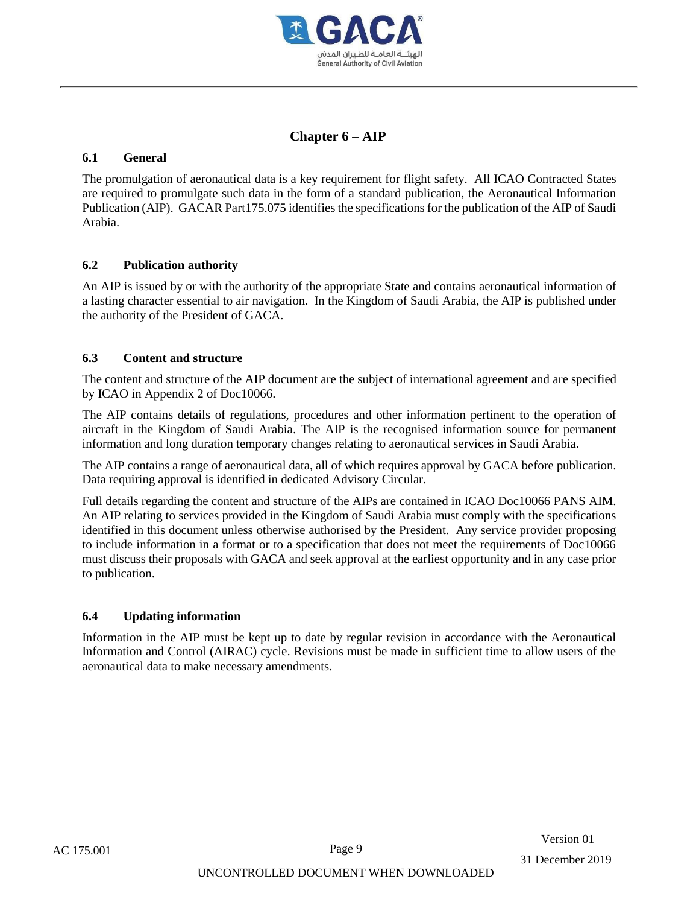# Chapter 6 – AIP

## 6.1 General

The promulgation of aeronautical data is a key requirement for flight safety. All ICAO Contracted States are required to promulgate such data in the form of a standard publication, the Aeronautical Information Publication (AIP). GACAR Part175.075 identifies the specifications for the publication of the AIP of Saudi Arabia.

## 6.2 Publication authority

An AIP is issued by or with the authority of the appropriate State and contains aeronautical information of a lasting character essential to air navigation. In the Kingdom of Saudi Arabia, the AIP is published under the authority of the President of GACA.

## 6.3 Content and structure

The content and structure of the AIP document are the subject of international agreement and are specified by ICAO in Appendix 2 of Doc10066.

The AIP contains details of regulations, procedures and other information pertinent to the operation of aircraft in the Kingdom of Saudi Arabia. The AIP is the recognised information source for permanent information and long duration temporary changes relating to aeronautical services in Saudi Arabia.

The AIP contains a range of aeronautical data, all of which requires approval by GACA before publication. Data requiring approval is identified in dedicated Advisory Circular.

Full details regarding the content and structure of the AIPs are contained in ICAO Doc10066 PANS AIM. An AIP relating to services provided in the Kingdom of Saudi Arabia must comply with the specifications identified in this document unless otherwise authorised by the President. Any service provider proposing to include information in a format or to a specification that does not meet the requirements of Doc10066 must discuss their proposals with GACA and seek approval at the earliest opportunity and in any case prior to publication.

## 6.4 Updating information

Information in the AIP must be kept up to date by regular revision in accordance with the Aeronautical Information and Control (AIRAC) cycle. Revisions must be made in sufficient time to allow users of the aeronautical data to make necessary amendments.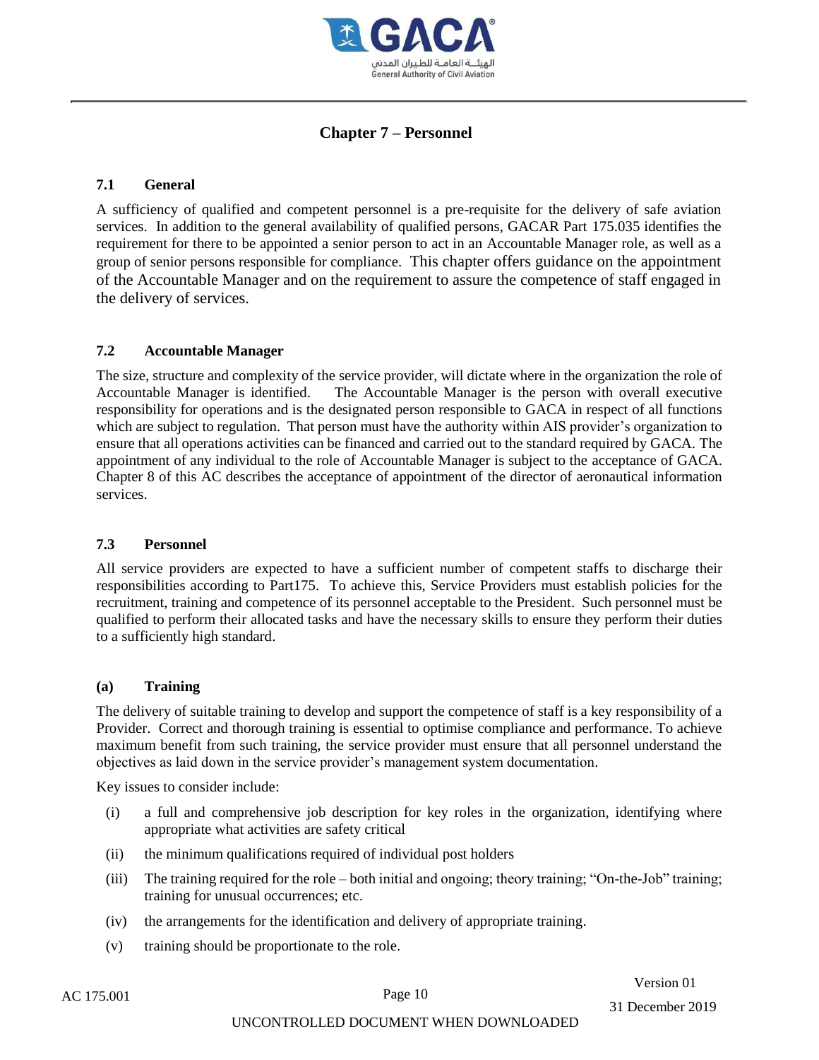# Chapter 7 – Personnel

## 7.1 General

A sufficiency of qualified and competent personnel is a pre-requisite for the delivery of safe aviation services. In addition to the general availability of qualified persons, GACAR Part 175.035 identifies the requirement for there to be appointed a senior person to act in an Accountable Manager role, as well as a group of senior persons responsible for compliance. This chapter offers guidance on the appointment of the Accountable Manager and on the requirement to assure the competence of staff engaged in the delivery of services.

## 7.2 Accountable Manager

The size, structure and complexity of the service provider, will dictate where in the organization the role of Accountable Manager is identified. The Accountable Manager is the person with overall executive responsibility for operations and is the designated person responsible to GACA in respect of all functions which are subject to regulation. That person must have the authority within AIS provider's organization to ensure that all operations activities can be financed and carried out to the standard required by GACA. The appointment of any individual to the role of Accountable Manager is subject to the acceptance of GACA. Chapter 8 of this AC describes the acceptance of appointment of the director of aeronautical information services.

## 7.3 Personnel

All service providers are expected to have a sufficient number of competent staffs to discharge their responsibilities according to Part175. To achieve this, Service Providers must establish policies for the recruitment, training and competence of its personnel acceptable to the President. Such personnel must be qualified to perform their allocated tasks and have the necessary skills to ensure they perform their duties to a sufficiently high standard.

### (a) Training

The delivery of suitable training to develop and support the competence of staff is a key responsibility of a Provider. Correct and thorough training is essential to optimise compliance and performance. To achieve maximum benefit from such training, the service provider must ensure that all personnel understand the objectives as laid down in the service provider's management system documentation.

Key issues to consider include:

- (i) a full and comprehensive job description for key roles in the organization, identifying where appropriate what activities are safety critical
- (ii) the minimum qualifications required of individual post holders
- (iii) The training required for the role – both initial and ongoing; theory training; "On-the-Job" training; training for unusual occurrences; etc.
- (iv) the arrangements for the identification and delivery of appropriate training.
- (v) training should be proportionate to the role.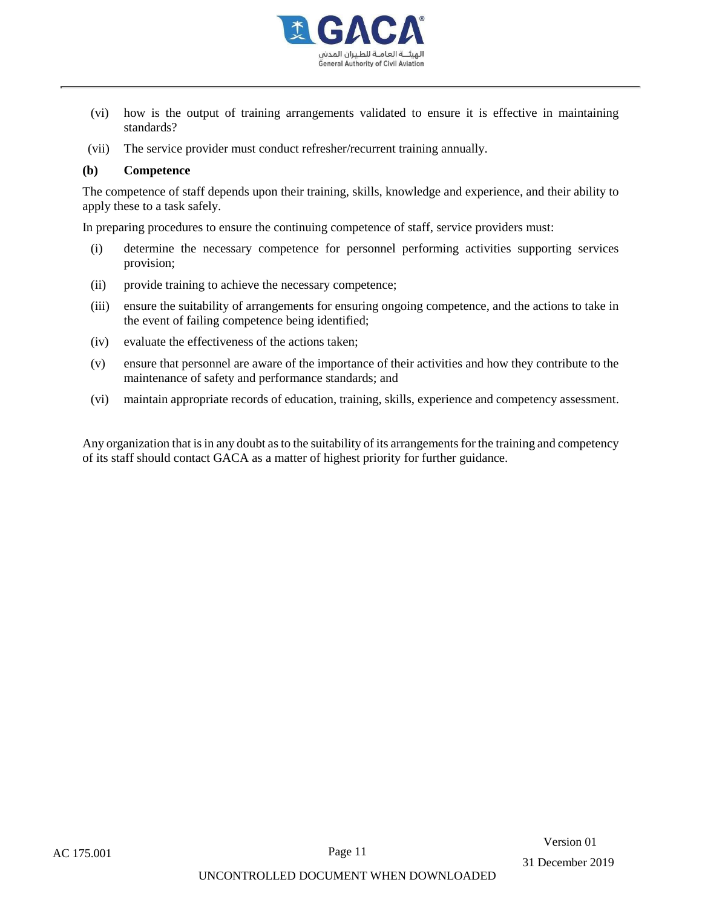(vi) how is the output of training arrangements validated to ensure it is effective in maintaining standards?

(vii) The service provider must conduct refresher/recurrent training annually.

**(b) Competence**

The competence of staff depends upon their training, skills, knowledge and experience, and their ability to apply these to a task safely.

In preparing procedures to ensure the continuing competence of staff, service providers must:

(i) determine the necessary competence for personnel performing activities supporting services provision;

(ii) provide training to achieve the necessary competence;

(iii) ensure the suitability of arrangements for ensuring ongoing competence, and the actions to take in the event of failing competence being identified;

(iv) evaluate the effectiveness of the actions taken;

(v) ensure that personnel are aware of the importance of their activities and how they contribute to the maintenance of safety and performance standards; and

(vi) maintain appropriate records of education, training, skills, experience and competency assessment.

Any organization that is in any doubt as to the suitability of its arrangements for the training and competency of its staff should contact GACA as a matter of highest priority for further guidance.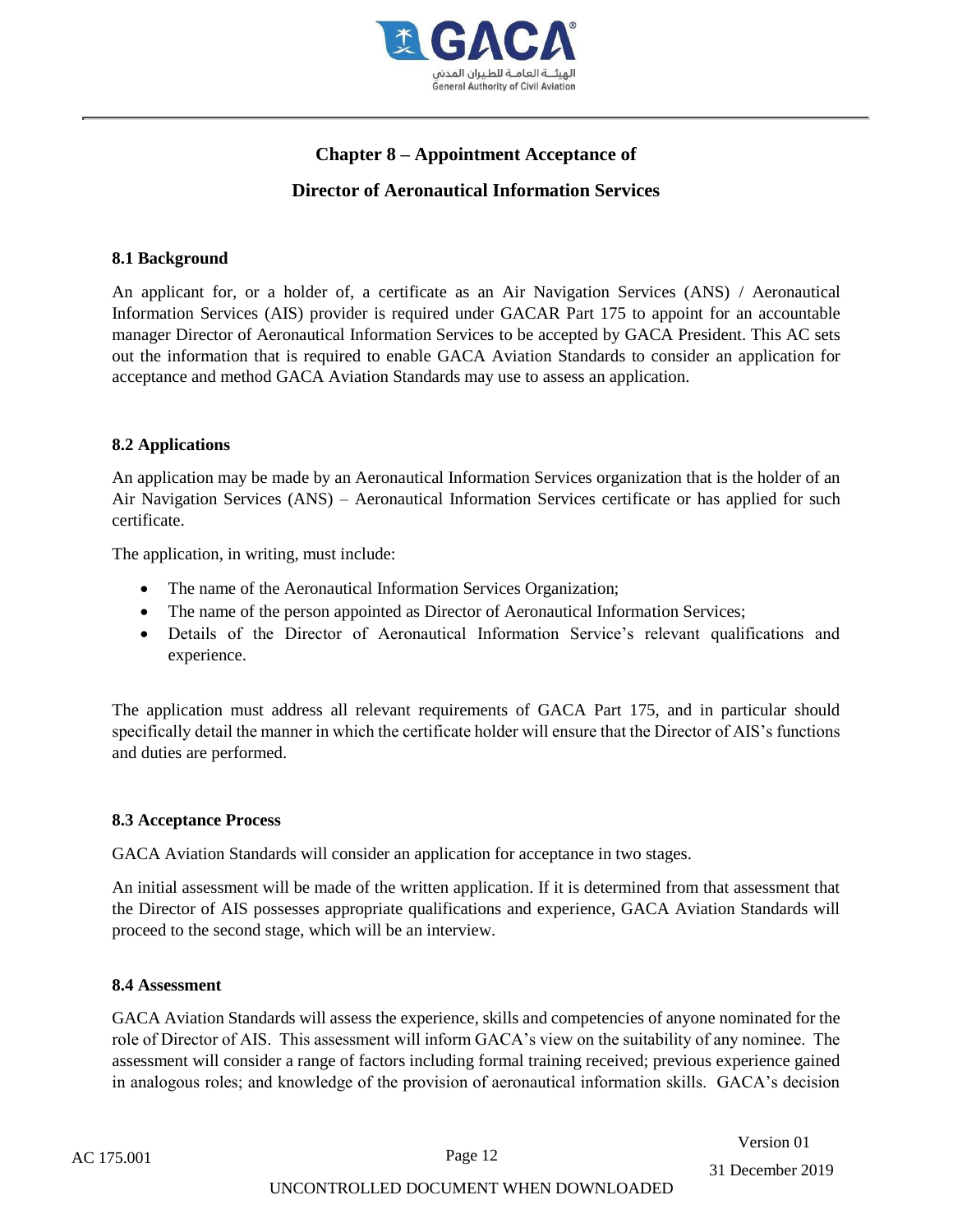## Chapter 8 – Appointment Acceptance of

## Director of Aeronautical Information Services

### 8.1 Background

An applicant for, or a holder of, a certificate as an Air Navigation Services (ANS) / Aeronautical Information Services (AIS) provider is required under GACAR Part 175 to appoint for an accountable manager Director of Aeronautical Information Services to be accepted by GACA President. This AC sets out the information that is required to enable GACA Aviation Standards to consider an application for acceptance and method GACA Aviation Standards may use to assess an application.

### 8.2 Applications

An application may be made by an Aeronautical Information Services organization that is the holder of an Air Navigation Services (ANS) – Aeronautical Information Services certificate or has applied for such certificate.

The application, in writing, must include:

- The name of the Aeronautical Information Services Organization;
- The name of the person appointed as Director of Aeronautical Information Services;
- Details of the Director of Aeronautical Information Service's relevant qualifications and experience.

The application must address all relevant requirements of GACA Part 175, and in particular should specifically detail the manner in which the certificate holder will ensure that the Director of AIS's functions and duties are performed.

### 8.3 Acceptance Process

GACA Aviation Standards will consider an application for acceptance in two stages.

An initial assessment will be made of the written application. If it is determined from that assessment that the Director of AIS possesses appropriate qualifications and experience, GACA Aviation Standards will proceed to the second stage, which will be an interview.

### 8.4 Assessment

GACA Aviation Standards will assess the experience, skills and competencies of anyone nominated for the role of Director of AIS. This assessment will inform GACA's view on the suitability of any nominee. The assessment will consider a range of factors including formal training received; previous experience gained in analogous roles; and knowledge of the provision of aeronautical information skills. GACA's decision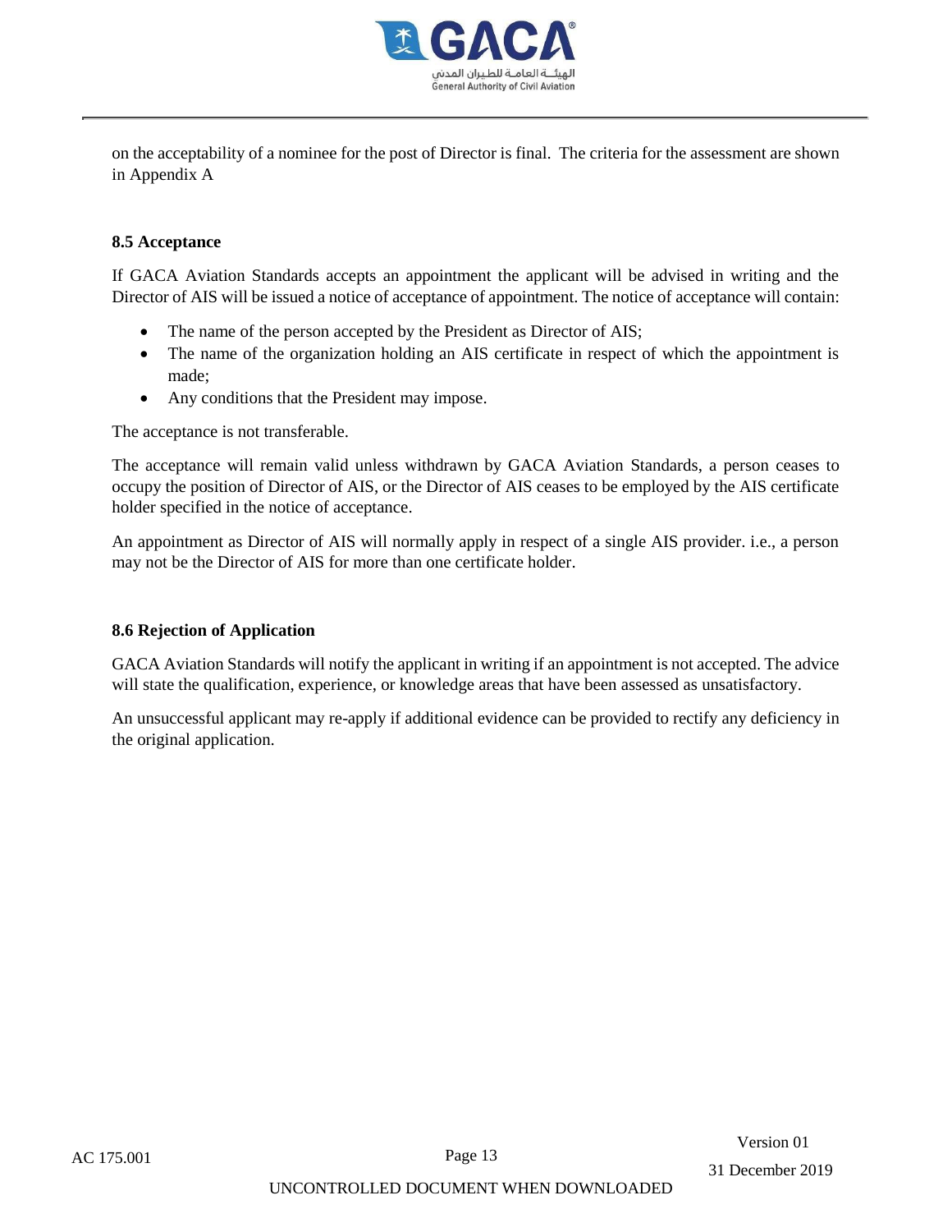on the acceptability of a nominee for the post of Director is final. The criteria for the assessment are shown in Appendix A

### 8.5 Acceptance

If GACA Aviation Standards accepts an appointment the applicant will be advised in writing and the Director of AIS will be issued a notice of acceptance of appointment. The notice of acceptance will contain:

- The name of the person accepted by the President as Director of AIS;
- The name of the organization holding an AIS certificate in respect of which the appointment is made;
- Any conditions that the President may impose.

The acceptance is not transferable.

The acceptance will remain valid unless withdrawn by GACA Aviation Standards, a person ceases to occupy the position of Director of AIS, or the Director of AIS ceases to be employed by the AIS certificate holder specified in the notice of acceptance.

An appointment as Director of AIS will normally apply in respect of a single AIS provider. i.e., a person may not be the Director of AIS for more than one certificate holder.

### 8.6 Rejection of Application

GACA Aviation Standards will notify the applicant in writing if an appointment is not accepted. The advice will state the qualification, experience, or knowledge areas that have been assessed as unsatisfactory.

An unsuccessful applicant may re-apply if additional evidence can be provided to rectify any deficiency in the original application.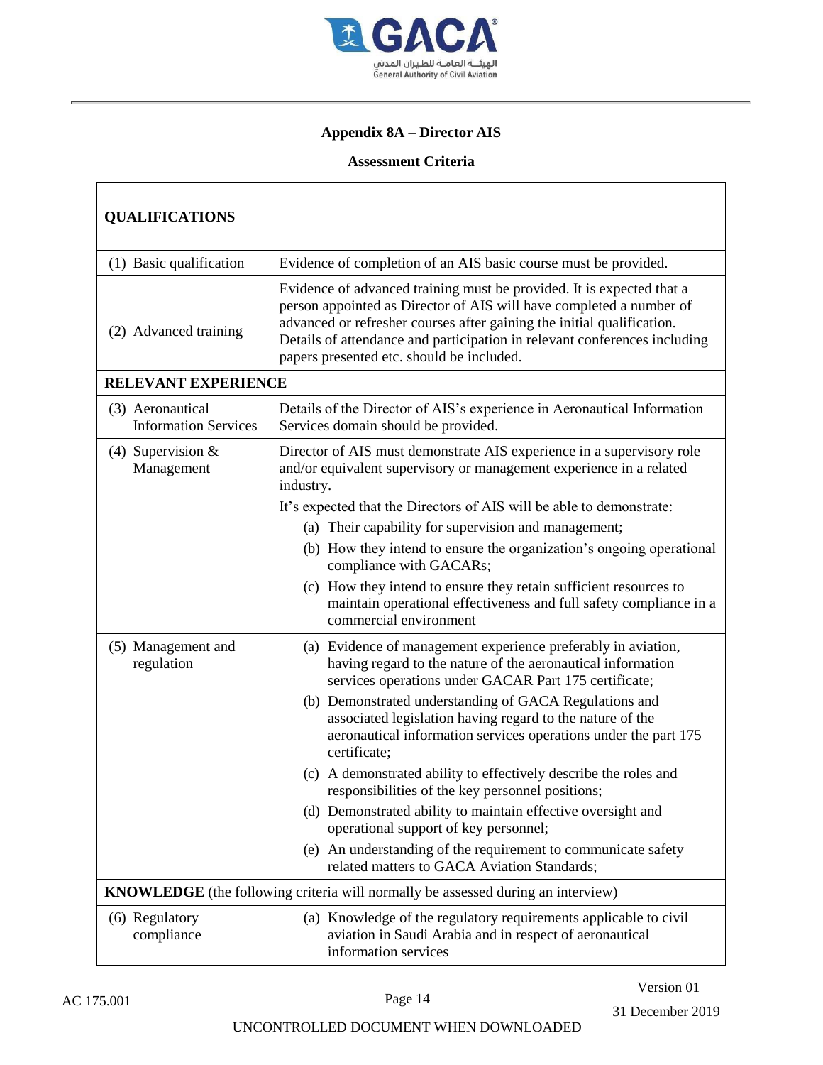## Appendix 8A – Director AIS

### Assessment Criteria

| **QUALIFICATIONS** | |
|---|---|
| (1) Basic qualification | Evidence of completion of an AIS basic course must be provided. |
| (2) Advanced training | Evidence of advanced training must be provided. It is expected that a person appointed as Director of AIS will have completed a number of advanced or refresher courses after gaining the initial qualification. Details of attendance and participation in relevant conferences including papers presented etc. should be included. |
| **RELEVANT EXPERIENCE** | |
| (3) Aeronautical Information Services | Details of the Director of AIS's experience in Aeronautical Information Services domain should be provided. |
| (4) Supervision & Management | Director of AIS must demonstrate AIS experience in a supervisory role and/or equivalent supervisory or management experience in a related industry.<br>It's expected that the Directors of AIS will be able to demonstrate:<br>(a) Their capability for supervision and management;<br>(b) How they intend to ensure the organization's ongoing operational compliance with GACARs;<br>(c) How they intend to ensure they retain sufficient resources to maintain operational effectiveness and full safety compliance in a commercial environment |
| (5) Management and regulation | (a) Evidence of management experience preferably in aviation, having regard to the nature of the aeronautical information services operations under GACAR Part 175 certificate;<br>(b) Demonstrated understanding of GACA Regulations and associated legislation having regard to the nature of the aeronautical information services operations under the part 175 certificate;<br>(c) A demonstrated ability to effectively describe the roles and responsibilities of the key personnel positions;<br>(d) Demonstrated ability to maintain effective oversight and operational support of key personnel;<br>(e) An understanding of the requirement to communicate safety related matters to GACA Aviation Standards; |
| **KNOWLEDGE** (the following criteria will normally be assessed during an interview) | |
| (6) Regulatory compliance | (a) Knowledge of the regulatory requirements applicable to civil aviation in Saudi Arabia and in respect of aeronautical information services |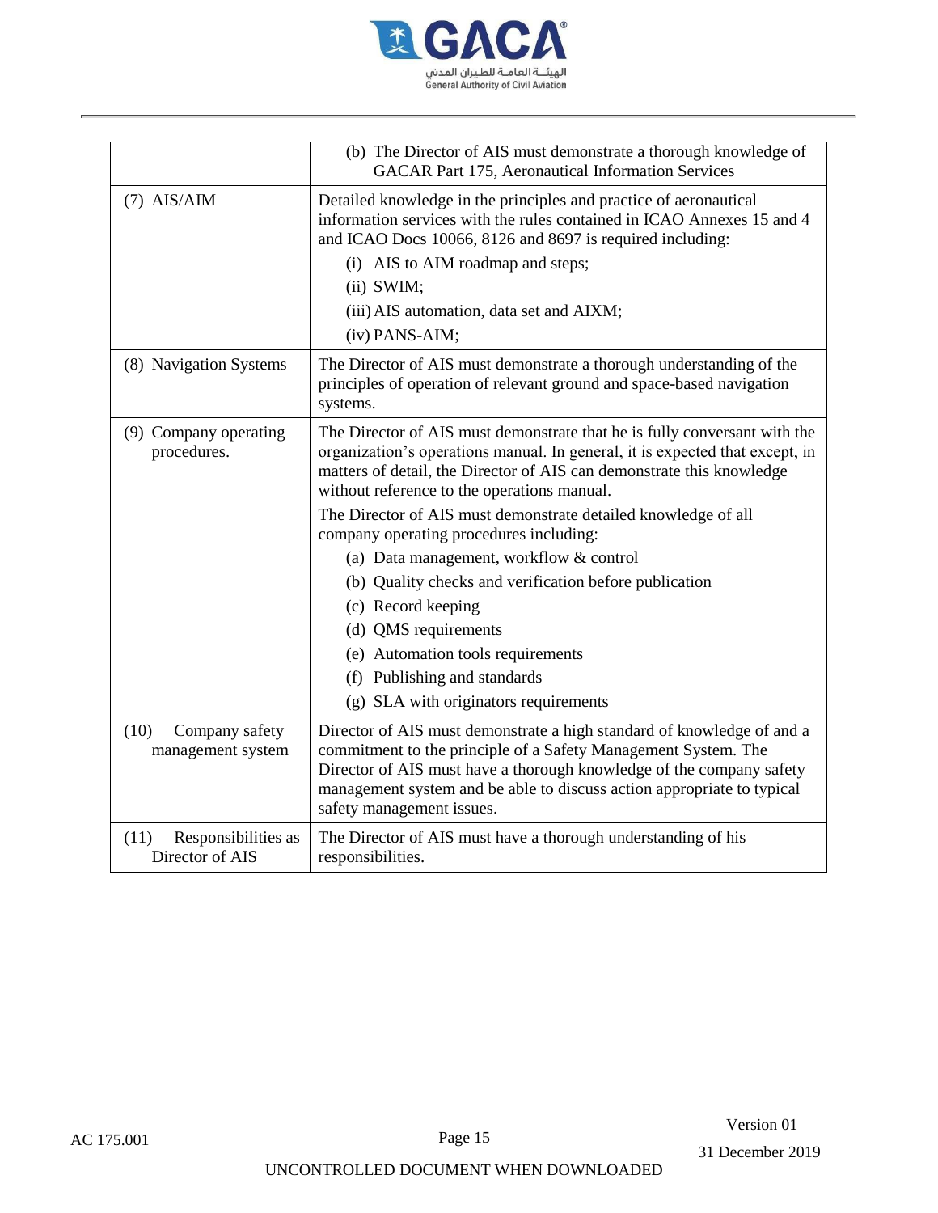| | |
|---|---|
| | (b) The Director of AIS must demonstrate a thorough knowledge of GACAR Part 175, Aeronautical Information Services |
| (7) AIS/AIM | Detailed knowledge in the principles and practice of aeronautical information services with the rules contained in ICAO Annexes 15 and 4 and ICAO Docs 10066, 8126 and 8697 is required including:<br>(i) AIS to AIM roadmap and steps;<br>(ii) SWIM;<br>(iii) AIS automation, data set and AIXM;<br>(iv) PANS-AIM; |
| (8) Navigation Systems | The Director of AIS must demonstrate a thorough understanding of the principles of operation of relevant ground and space-based navigation systems. |
| (9) Company operating procedures. | The Director of AIS must demonstrate that he is fully conversant with the organization's operations manual. In general, it is expected that except, in matters of detail, the Director of AIS can demonstrate this knowledge without reference to the operations manual.<br>The Director of AIS must demonstrate detailed knowledge of all company operating procedures including:<br>(a) Data management, workflow & control<br>(b) Quality checks and verification before publication<br>(c) Record keeping<br>(d) QMS requirements<br>(e) Automation tools requirements<br>(f) Publishing and standards<br>(g) SLA with originators requirements |
| (10) Company safety management system | Director of AIS must demonstrate a high standard of knowledge of and a commitment to the principle of a Safety Management System. The Director of AIS must have a thorough knowledge of the company safety management system and be able to discuss action appropriate to typical safety management issues. |
| (11) Responsibilities as Director of AIS | The Director of AIS must have a thorough understanding of his responsibilities. |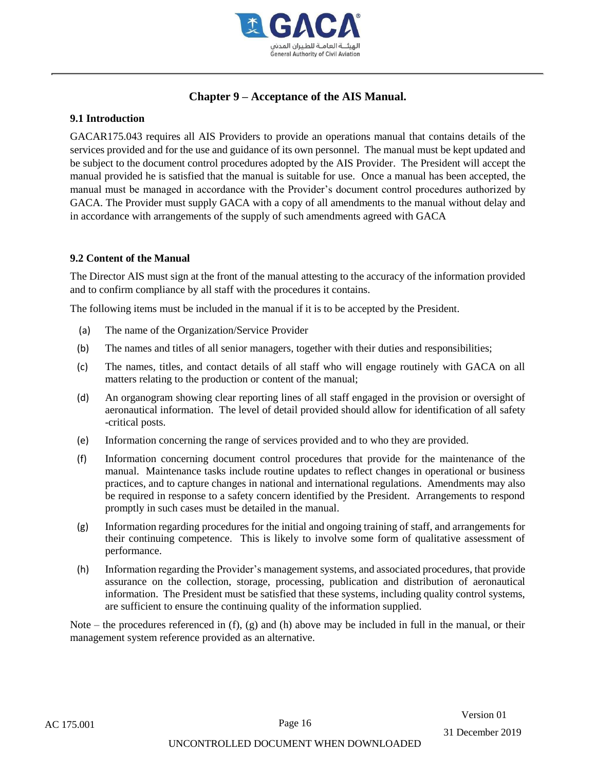## Chapter 9 – Acceptance of the AIS Manual.

### 9.1 Introduction

GACAR175.043 requires all AIS Providers to provide an operations manual that contains details of the services provided and for the use and guidance of its own personnel. The manual must be kept updated and be subject to the document control procedures adopted by the AIS Provider. The President will accept the manual provided he is satisfied that the manual is suitable for use. Once a manual has been accepted, the manual must be managed in accordance with the Provider's document control procedures authorized by GACA. The Provider must supply GACA with a copy of all amendments to the manual without delay and in accordance with arrangements of the supply of such amendments agreed with GACA

### 9.2 Content of the Manual

The Director AIS must sign at the front of the manual attesting to the accuracy of the information provided and to confirm compliance by all staff with the procedures it contains.

The following items must be included in the manual if it is to be accepted by the President.

(a) The name of the Organization/Service Provider

(b) The names and titles of all senior managers, together with their duties and responsibilities;

(c) The names, titles, and contact details of all staff who will engage routinely with GACA on all matters relating to the production or content of the manual;

(d) An organogram showing clear reporting lines of all staff engaged in the provision or oversight of aeronautical information. The level of detail provided should allow for identification of all safety -critical posts.

(e) Information concerning the range of services provided and to who they are provided.

(f) Information concerning document control procedures that provide for the maintenance of the manual. Maintenance tasks include routine updates to reflect changes in operational or business practices, and to capture changes in national and international regulations. Amendments may also be required in response to a safety concern identified by the President. Arrangements to respond promptly in such cases must be detailed in the manual.

(g) Information regarding procedures for the initial and ongoing training of staff, and arrangements for their continuing competence. This is likely to involve some form of qualitative assessment of performance.

(h) Information regarding the Provider's management systems, and associated procedures, that provide assurance on the collection, storage, processing, publication and distribution of aeronautical information. The President must be satisfied that these systems, including quality control systems, are sufficient to ensure the continuing quality of the information supplied.

Note – the procedures referenced in (f), (g) and (h) above may be included in full in the manual, or their management system reference provided as an alternative.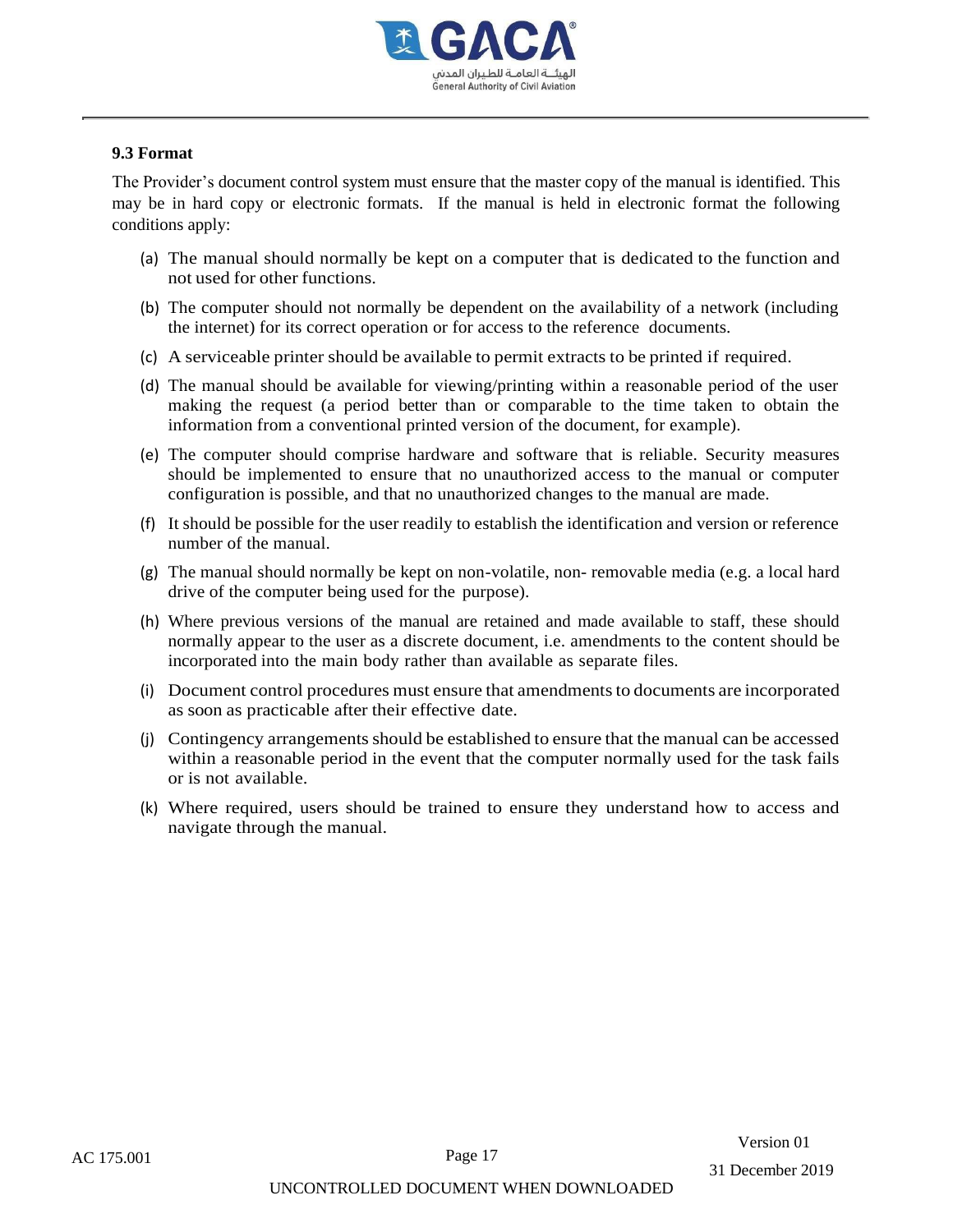### 9.3 Format

The Provider's document control system must ensure that the master copy of the manual is identified. This may be in hard copy or electronic formats. If the manual is held in electronic format the following conditions apply:

(a) The manual should normally be kept on a computer that is dedicated to the function and not used for other functions.

(b) The computer should not normally be dependent on the availability of a network (including the internet) for its correct operation or for access to the reference documents.

(c) A serviceable printer should be available to permit extracts to be printed if required.

(d) The manual should be available for viewing/printing within a reasonable period of the user making the request (a period better than or comparable to the time taken to obtain the information from a conventional printed version of the document, for example).

(e) The computer should comprise hardware and software that is reliable. Security measures should be implemented to ensure that no unauthorized access to the manual or computer configuration is possible, and that no unauthorized changes to the manual are made.

(f) It should be possible for the user readily to establish the identification and version or reference number of the manual.

(g) The manual should normally be kept on non-volatile, non- removable media (e.g. a local hard drive of the computer being used for the purpose).

(h) Where previous versions of the manual are retained and made available to staff, these should normally appear to the user as a discrete document, i.e. amendments to the content should be incorporated into the main body rather than available as separate files.

(i) Document control procedures must ensure that amendments to documents are incorporated as soon as practicable after their effective date.

(j) Contingency arrangements should be established to ensure that the manual can be accessed within a reasonable period in the event that the computer normally used for the task fails or is not available.

(k) Where required, users should be trained to ensure they understand how to access and navigate through the manual.